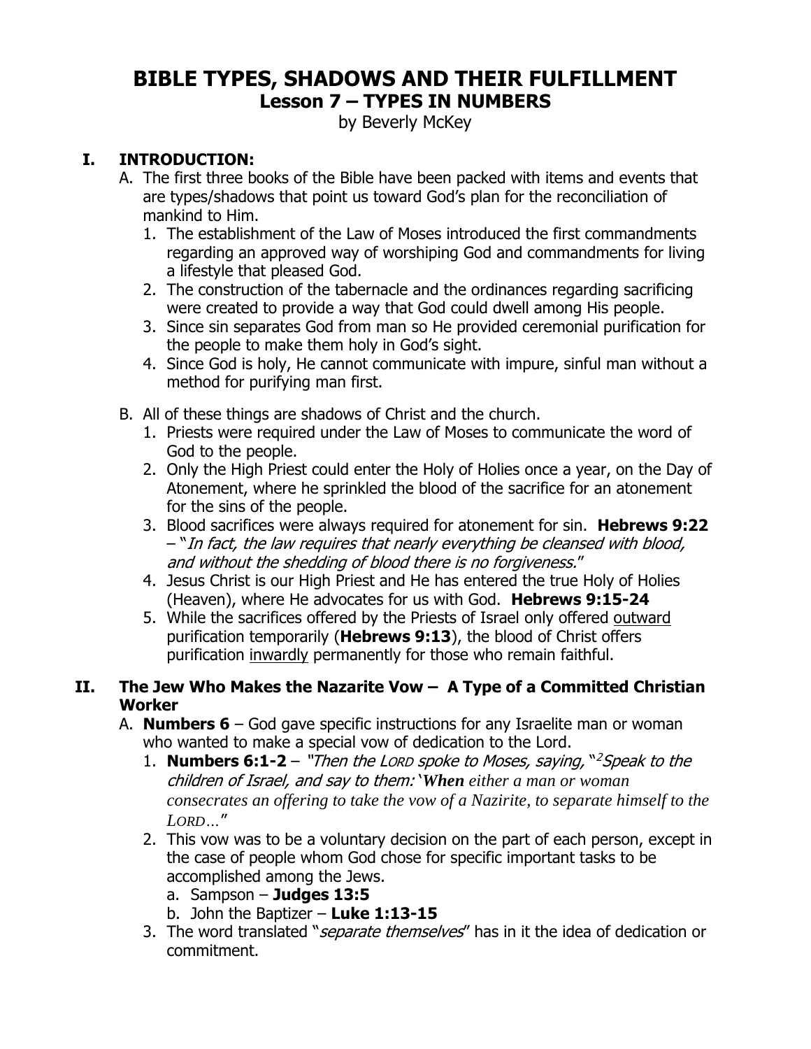# BIBLE TYPES, SHADOWS AND THEIR FULFILLMENT
## Lesson 7 – TYPES IN NUMBERS

by Beverly McKey

## I. INTRODUCTION:

A. The first three books of the Bible have been packed with items and events that are types/shadows that point us toward God's plan for the reconciliation of mankind to Him.

1. The establishment of the Law of Moses introduced the first commandments regarding an approved way of worshiping God and commandments for living a lifestyle that pleased God.
2. The construction of the tabernacle and the ordinances regarding sacrificing were created to provide a way that God could dwell among His people.
3. Since sin separates God from man so He provided ceremonial purification for the people to make them holy in God's sight.
4. Since God is holy, He cannot communicate with impure, sinful man without a method for purifying man first.

B. All of these things are shadows of Christ and the church.

1. Priests were required under the Law of Moses to communicate the word of God to the people.
2. Only the High Priest could enter the Holy of Holies once a year, on the Day of Atonement, where he sprinkled the blood of the sacrifice for an atonement for the sins of the people.
3. Blood sacrifices were always required for atonement for sin. **Hebrews 9:22** – "*In fact, the law requires that nearly everything be cleansed with blood, and without the shedding of blood there is no forgiveness.*"
4. Jesus Christ is our High Priest and He has entered the true Holy of Holies (Heaven), where He advocates for us with God. **Hebrews 9:15-24**
5. While the sacrifices offered by the Priests of Israel only offered <u>outward</u> purification temporarily (**Hebrews 9:13**), the blood of Christ offers purification <u>inwardly</u> permanently for those who remain faithful.

## II. The Jew Who Makes the Nazarite Vow – A Type of a Committed Christian Worker

A. **Numbers 6** – God gave specific instructions for any Israelite man or woman who wanted to make a special vow of dedication to the Lord.

1. **Numbers 6:1-2** – *"Then the LORD spoke to Moses, saying, "[2]Speak to the children of Israel, and say to them: 'When either a man or woman consecrates an offering to take the vow of a Nazirite, to separate himself to the LORD…"*
2. This vow was to be a voluntary decision on the part of each person, except in the case of people whom God chose for specific important tasks to be accomplished among the Jews.
   a. Sampson – **Judges 13:5**
   b. John the Baptizer – **Luke 1:13-15**
3. The word translated "*separate themselves*" has in it the idea of dedication or commitment.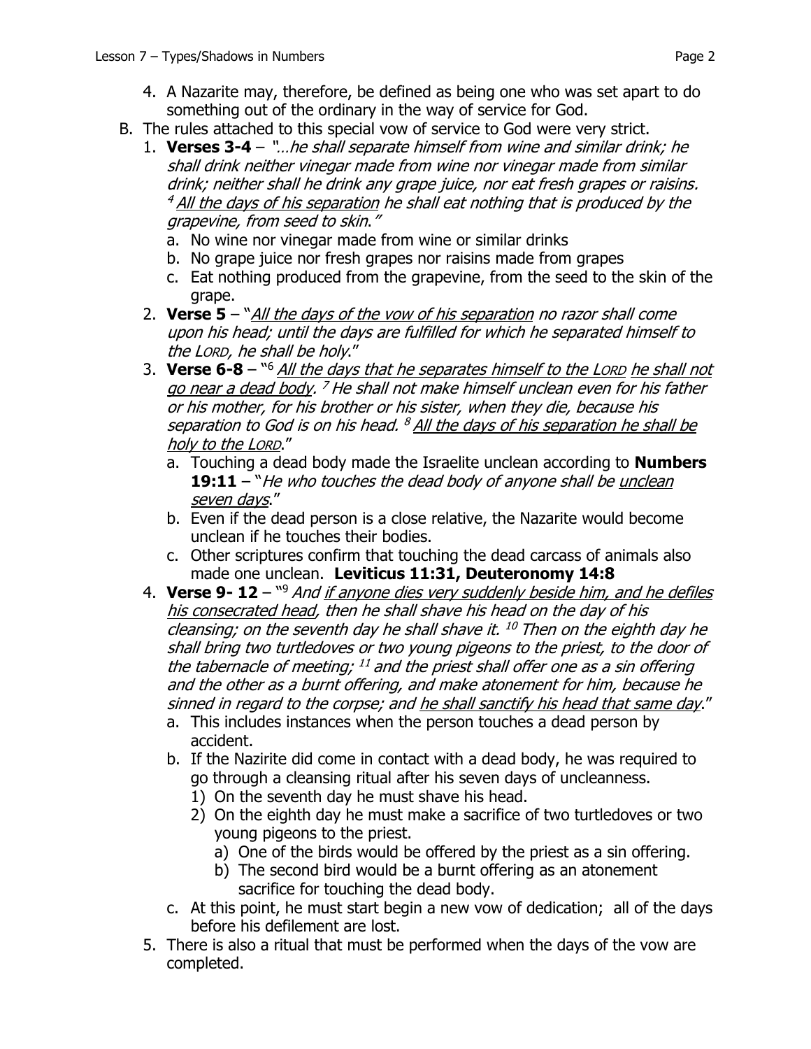4. A Nazarite may, therefore, be defined as being one who was set apart to do something out of the ordinary in the way of service for God.

B. The rules attached to this special vow of service to God were very strict.

1. **Verses 3-4** – *"…he shall separate himself from wine and similar drink; he shall drink neither vinegar made from wine nor vinegar made from similar drink; neither shall he drink any grape juice, nor eat fresh grapes or raisins. [4] <u>All the days of his separation</u> he shall eat nothing that is produced by the grapevine, from seed to skin."*
   a. No wine nor vinegar made from wine or similar drinks
   b. No grape juice nor fresh grapes nor raisins made from grapes
   c. Eat nothing produced from the grapevine, from the seed to the skin of the grape.

2. **Verse 5** – "*<u>All the days of the vow of his separation</u> no razor shall come upon his head; until the days are fulfilled for which he separated himself to the LORD, he shall be holy.*"

3. **Verse 6-8** – "[6] *<u>All the days that he separates himself to the LORD</u> <u>he shall not go near a dead body</u>. [7] He shall not make himself unclean even for his father or his mother, for his brother or his sister, when they die, because his separation to God is on his head. [8] <u>All the days of his separation he shall be holy to the LORD</u>.*"
   a. Touching a dead body made the Israelite unclean according to **Numbers 19:11** – "*He who touches the dead body of anyone shall be <u>unclean seven days</u>.*"
   b. Even if the dead person is a close relative, the Nazarite would become unclean if he touches their bodies.
   c. Other scriptures confirm that touching the dead carcass of animals also made one unclean. **Leviticus 11:31, Deuteronomy 14:8**

4. **Verse 9- 12** – "[9] *And <u>if anyone dies very suddenly beside him, and he defiles his consecrated head</u>, then he shall shave his head on the day of his cleansing; on the seventh day he shall shave it. [10] Then on the eighth day he shall bring two turtledoves or two young pigeons to the priest, to the door of the tabernacle of meeting; [11] and the priest shall offer one as a sin offering and the other as a burnt offering, and make atonement for him, because he sinned in regard to the corpse; and <u>he shall sanctify his head that same day</u>.*"
   a. This includes instances when the person touches a dead person by accident.
   b. If the Nazirite did come in contact with a dead body, he was required to go through a cleansing ritual after his seven days of uncleanness.
      1) On the seventh day he must shave his head.
      2) On the eighth day he must make a sacrifice of two turtledoves or two young pigeons to the priest.
         a) One of the birds would be offered by the priest as a sin offering.
         b) The second bird would be a burnt offering as an atonement sacrifice for touching the dead body.
   c. At this point, he must start begin a new vow of dedication; all of the days before his defilement are lost.

5. There is also a ritual that must be performed when the days of the vow are completed.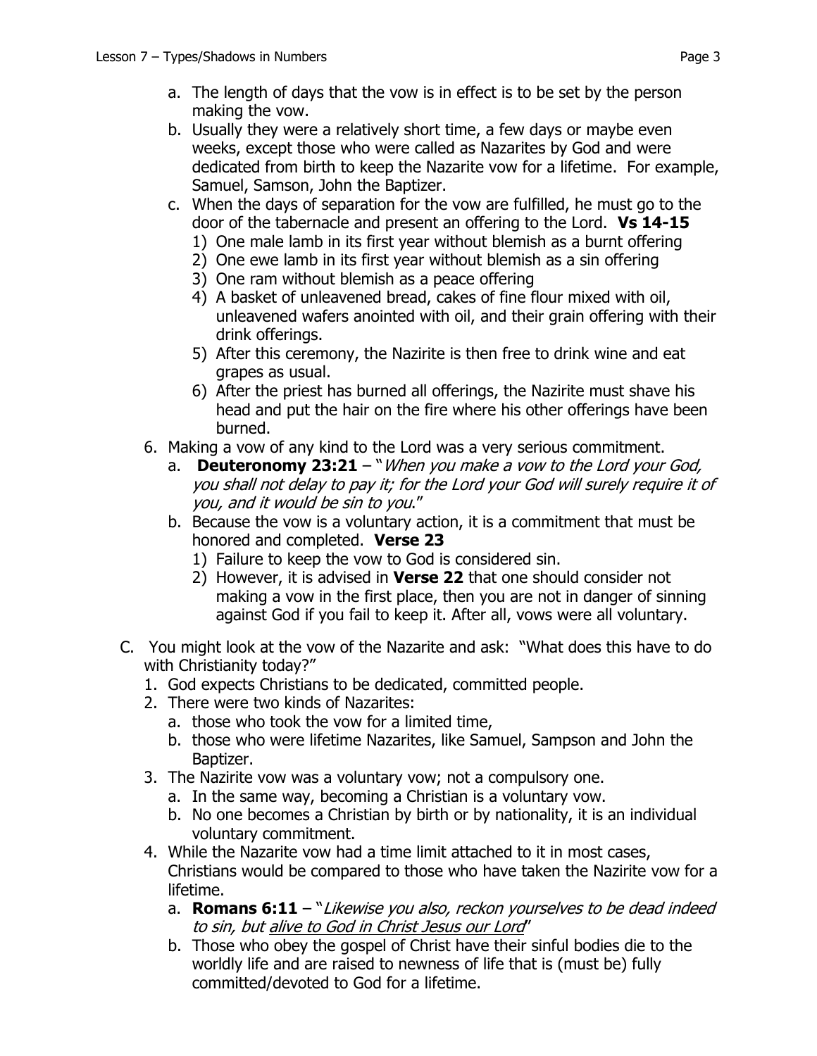a. The length of days that the vow is in effect is to be set by the person making the vow.
b. Usually they were a relatively short time, a few days or maybe even weeks, except those who were called as Nazarites by God and were dedicated from birth to keep the Nazarite vow for a lifetime. For example, Samuel, Samson, John the Baptizer.
c. When the days of separation for the vow are fulfilled, he must go to the door of the tabernacle and present an offering to the Lord. **Vs 14-15**
   1) One male lamb in its first year without blemish as a burnt offering
   2) One ewe lamb in its first year without blemish as a sin offering
   3) One ram without blemish as a peace offering
   4) A basket of unleavened bread, cakes of fine flour mixed with oil, unleavened wafers anointed with oil, and their grain offering with their drink offerings.
   5) After this ceremony, the Nazirite is then free to drink wine and eat grapes as usual.
   6) After the priest has burned all offerings, the Nazirite must shave his head and put the hair on the fire where his other offerings have been burned.

6. Making a vow of any kind to the Lord was a very serious commitment.
   a. **Deuteronomy 23:21** – "*When you make a vow to the Lord your God, you shall not delay to pay it; for the Lord your God will surely require it of you, and it would be sin to you.*"
   b. Because the vow is a voluntary action, it is a commitment that must be honored and completed. **Verse 23**
      1) Failure to keep the vow to God is considered sin.
      2) However, it is advised in **Verse 22** that one should consider not making a vow in the first place, then you are not in danger of sinning against God if you fail to keep it. After all, vows were all voluntary.

C. You might look at the vow of the Nazarite and ask: "What does this have to do with Christianity today?"
   1. God expects Christians to be dedicated, committed people.
   2. There were two kinds of Nazarites:
      a. those who took the vow for a limited time,
      b. those who were lifetime Nazarites, like Samuel, Sampson and John the Baptizer.
   3. The Nazirite vow was a voluntary vow; not a compulsory one.
      a. In the same way, becoming a Christian is a voluntary vow.
      b. No one becomes a Christian by birth or by nationality, it is an individual voluntary commitment.
   4. While the Nazarite vow had a time limit attached to it in most cases, Christians would be compared to those who have taken the Nazirite vow for a lifetime.
      a. **Romans 6:11** – "*Likewise you also, reckon yourselves to be dead indeed to sin, but <u>alive to God in Christ Jesus our Lord</u>*"
      b. Those who obey the gospel of Christ have their sinful bodies die to the worldly life and are raised to newness of life that is (must be) fully committed/devoted to God for a lifetime.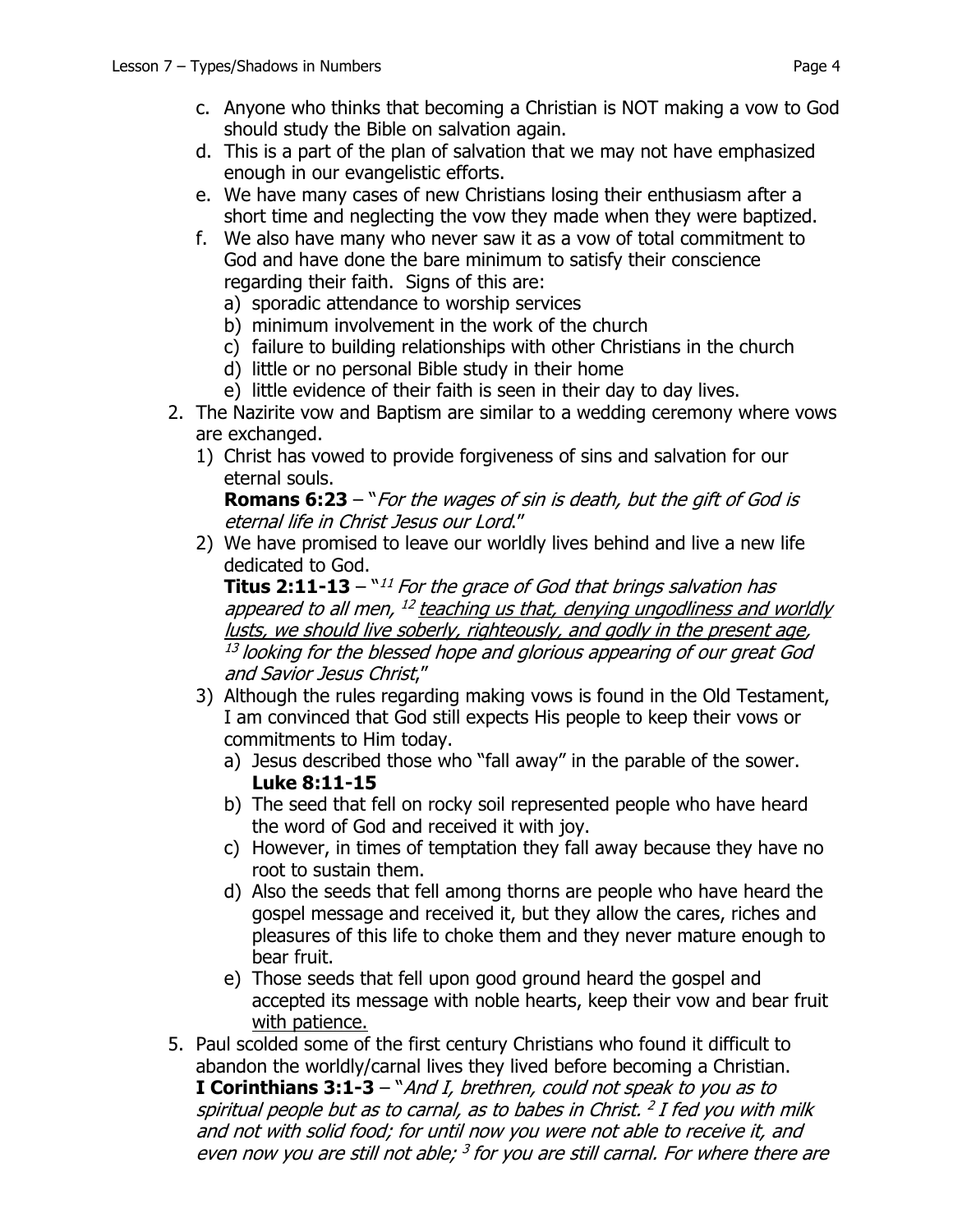c. Anyone who thinks that becoming a Christian is NOT making a vow to God should study the Bible on salvation again.
d. This is a part of the plan of salvation that we may not have emphasized enough in our evangelistic efforts.
e. We have many cases of new Christians losing their enthusiasm after a short time and neglecting the vow they made when they were baptized.
f. We also have many who never saw it as a vow of total commitment to God and have done the bare minimum to satisfy their conscience regarding their faith. Signs of this are:
   a) sporadic attendance to worship services
   b) minimum involvement in the work of the church
   c) failure to building relationships with other Christians in the church
   d) little or no personal Bible study in their home
   e) little evidence of their faith is seen in their day to day lives.

2. The Nazirite vow and Baptism are similar to a wedding ceremony where vows are exchanged.
   1) Christ has vowed to provide forgiveness of sins and salvation for our eternal souls.
      **Romans 6:23** – "*For the wages of sin is death, but the gift of God is eternal life in Christ Jesus our Lord*."
   2) We have promised to leave our worldly lives behind and live a new life dedicated to God.
      **Titus 2:11-13** – "[11] *For the grace of God that brings salvation has appeared to all men,* [12] *<u>teaching us that, denying ungodliness and worldly lusts, we should live soberly, righteously, and godly in the present age</u>,* [13] *looking for the blessed hope and glorious appearing of our great God and Savior Jesus Christ*,"
   3) Although the rules regarding making vows is found in the Old Testament, I am convinced that God still expects His people to keep their vows or commitments to Him today.
      a) Jesus described those who "fall away" in the parable of the sower. **Luke 8:11-15**
      b) The seed that fell on rocky soil represented people who have heard the word of God and received it with joy.
      c) However, in times of temptation they fall away because they have no root to sustain them.
      d) Also the seeds that fell among thorns are people who have heard the gospel message and received it, but they allow the cares, riches and pleasures of this life to choke them and they never mature enough to bear fruit.
      e) Those seeds that fell upon good ground heard the gospel and accepted its message with noble hearts, keep their vow and bear fruit <u>with patience.</u>

5. Paul scolded some of the first century Christians who found it difficult to abandon the worldly/carnal lives they lived before becoming a Christian.
   **I Corinthians 3:1-3** – "*And I, brethren, could not speak to you as to spiritual people but as to carnal, as to babes in Christ.* [2] *I fed you with milk and not with solid food; for until now you were not able to receive it, and even now you are still not able;* [3] *for you are still carnal. For where there are*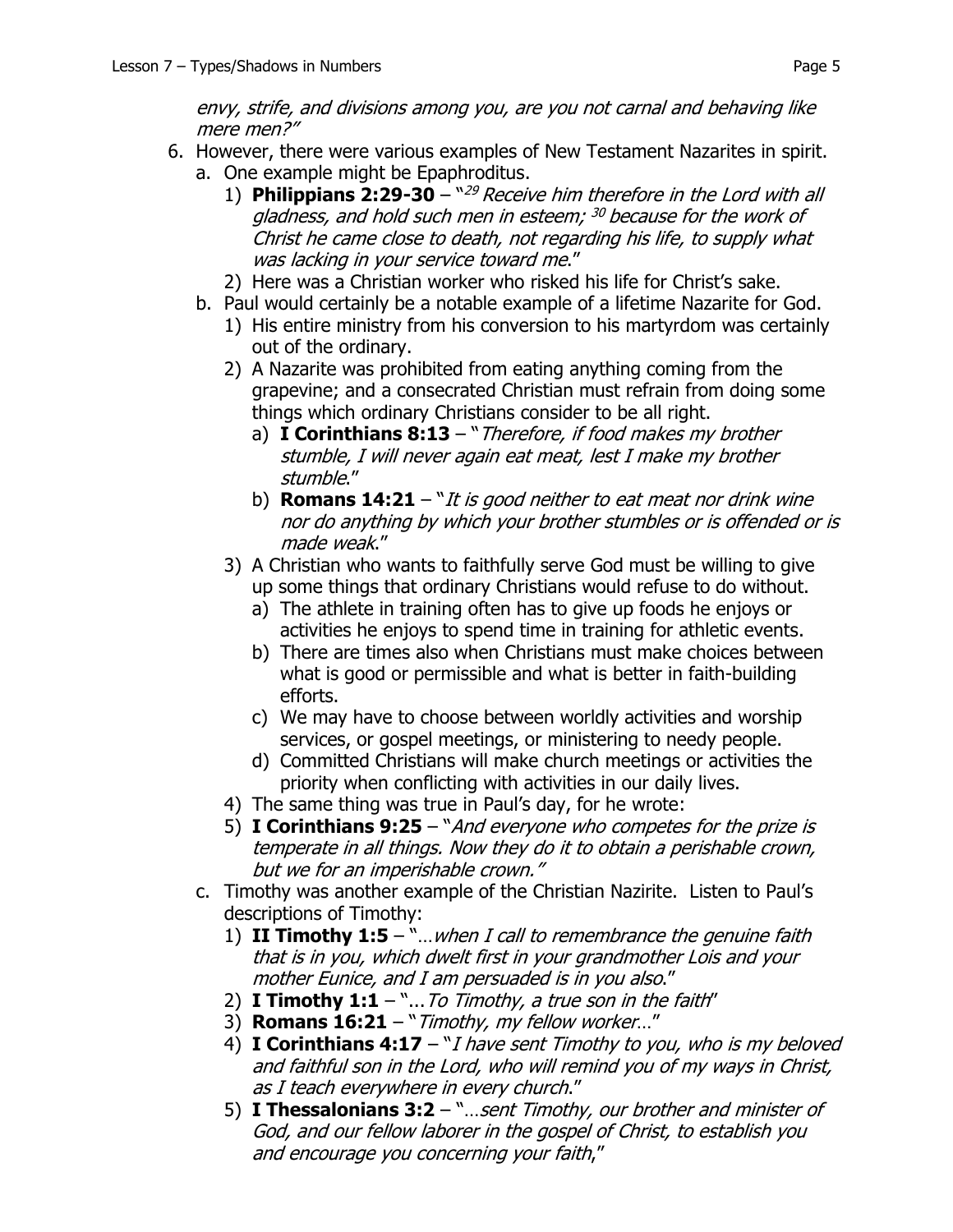*envy, strife, and divisions among you, are you not carnal and behaving like mere men?"*

6. However, there were various examples of New Testament Nazarites in spirit.
   a. One example might be Epaphroditus.
      1) **Philippians 2:29-30** – "[29] *Receive him therefore in the Lord with all gladness, and hold such men in esteem;* [30] *because for the work of Christ he came close to death, not regarding his life, to supply what was lacking in your service toward me*."
      2) Here was a Christian worker who risked his life for Christ's sake.
   b. Paul would certainly be a notable example of a lifetime Nazarite for God.
      1) His entire ministry from his conversion to his martyrdom was certainly out of the ordinary.
      2) A Nazarite was prohibited from eating anything coming from the grapevine; and a consecrated Christian must refrain from doing some things which ordinary Christians consider to be all right.
         a) **I Corinthians 8:13** – "*Therefore, if food makes my brother stumble, I will never again eat meat, lest I make my brother stumble*."
         b) **Romans 14:21** – "*It is good neither to eat meat nor drink wine nor do anything by which your brother stumbles or is offended or is made weak*."
      3) A Christian who wants to faithfully serve God must be willing to give up some things that ordinary Christians would refuse to do without.
         a) The athlete in training often has to give up foods he enjoys or activities he enjoys to spend time in training for athletic events.
         b) There are times also when Christians must make choices between what is good or permissible and what is better in faith-building efforts.
         c) We may have to choose between worldly activities and worship services, or gospel meetings, or ministering to needy people.
         d) Committed Christians will make church meetings or activities the priority when conflicting with activities in our daily lives.
      4) The same thing was true in Paul's day, for he wrote:
      5) **I Corinthians 9:25** – "*And everyone who competes for the prize is temperate in all things. Now they do it to obtain a perishable crown, but we for an imperishable crown."*
   c. Timothy was another example of the Christian Nazirite. Listen to Paul's descriptions of Timothy:
      1) **II Timothy 1:5** – "*…when I call to remembrance the genuine faith that is in you, which dwelt first in your grandmother Lois and your mother Eunice, and I am persuaded is in you also*."
      2) **I Timothy 1:1** – "*...To Timothy, a true son in the faith*"
      3) **Romans 16:21** – "*Timothy, my fellow worker…*"
      4) **I Corinthians 4:17** – "*I have sent Timothy to you, who is my beloved and faithful son in the Lord, who will remind you of my ways in Christ, as I teach everywhere in every church*."
      5) **I Thessalonians 3:2** – "*…sent Timothy, our brother and minister of God, and our fellow laborer in the gospel of Christ, to establish you and encourage you concerning your faith*,"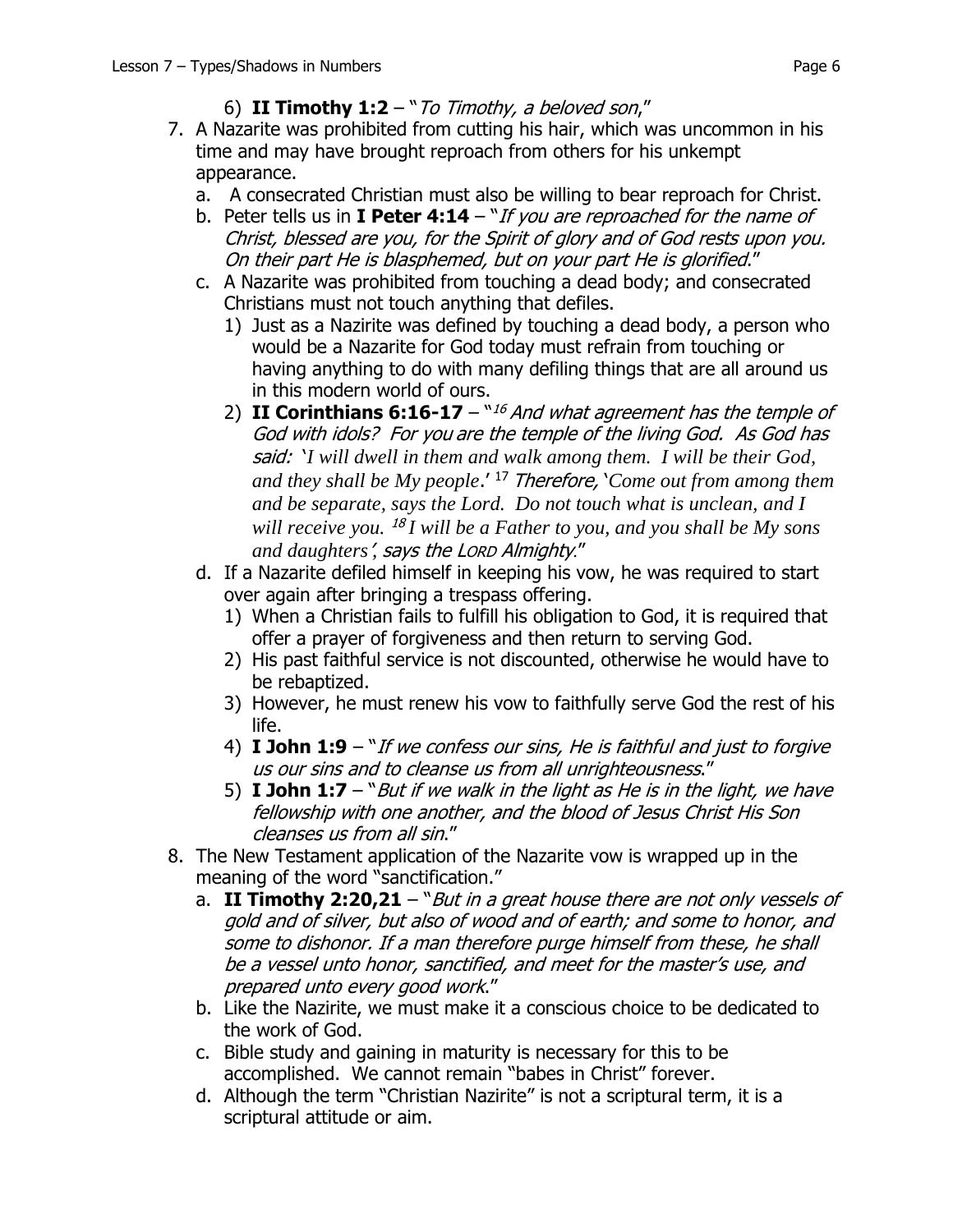6) **II Timothy 1:2** – "*To Timothy, a beloved son*,"

7. A Nazarite was prohibited from cutting his hair, which was uncommon in his time and may have brought reproach from others for his unkempt appearance.
   a. A consecrated Christian must also be willing to bear reproach for Christ.
   b. Peter tells us in **I Peter 4:14** – "*If you are reproached for the name of Christ, blessed are you, for the Spirit of glory and of God rests upon you. On their part He is blasphemed, but on your part He is glorified*."
   c. A Nazarite was prohibited from touching a dead body; and consecrated Christians must not touch anything that defiles.
      1) Just as a Nazirite was defined by touching a dead body, a person who would be a Nazarite for God today must refrain from touching or having anything to do with many defiling things that are all around us in this modern world of ours.
      2) **II Corinthians 6:16-17** – "[16] *And what agreement has the temple of God with idols? For you are the temple of the living God. As God has said: 'I will dwell in them and walk among them. I will be their God, and they shall be My people.'* [17] *Therefore, 'Come out from among them and be separate, says the Lord. Do not touch what is unclean, and I will receive you.* [18] *I will be a Father to you, and you shall be My sons and daughters', says the LORD Almighty*."
   d. If a Nazarite defiled himself in keeping his vow, he was required to start over again after bringing a trespass offering.
      1) When a Christian fails to fulfill his obligation to God, it is required that offer a prayer of forgiveness and then return to serving God.
      2) His past faithful service is not discounted, otherwise he would have to be rebaptized.
      3) However, he must renew his vow to faithfully serve God the rest of his life.
      4) **I John 1:9** – "*If we confess our sins, He is faithful and just to forgive us our sins and to cleanse us from all unrighteousness*."
      5) **I John 1:7** – "*But if we walk in the light as He is in the light, we have fellowship with one another, and the blood of Jesus Christ His Son cleanses us from all sin*."

8. The New Testament application of the Nazarite vow is wrapped up in the meaning of the word "sanctification."
   a. **II Timothy 2:20,21** – "*But in a great house there are not only vessels of gold and of silver, but also of wood and of earth; and some to honor, and some to dishonor. If a man therefore purge himself from these, he shall be a vessel unto honor, sanctified, and meet for the master's use, and prepared unto every good work*."
   b. Like the Nazirite, we must make it a conscious choice to be dedicated to the work of God.
   c. Bible study and gaining in maturity is necessary for this to be accomplished. We cannot remain "babes in Christ" forever.
   d. Although the term "Christian Nazirite" is not a scriptural term, it is a scriptural attitude or aim.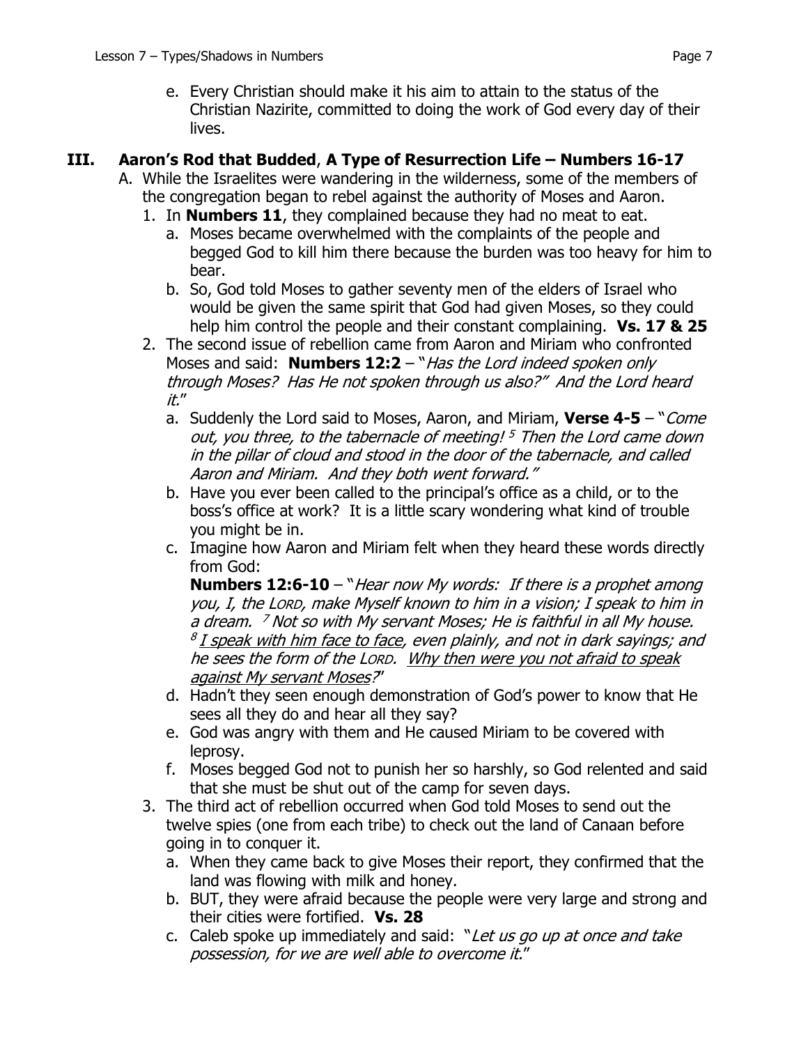e. Every Christian should make it his aim to attain to the status of the Christian Nazirite, committed to doing the work of God every day of their lives.

## III. **Aaron's Rod that Budded**, **A Type of Resurrection Life – Numbers 16-17**

A. While the Israelites were wandering in the wilderness, some of the members of the congregation began to rebel against the authority of Moses and Aaron.

1. In **Numbers 11**, they complained because they had no meat to eat.
   a. Moses became overwhelmed with the complaints of the people and begged God to kill him there because the burden was too heavy for him to bear.
   b. So, God told Moses to gather seventy men of the elders of Israel who would be given the same spirit that God had given Moses, so they could help him control the people and their constant complaining. **Vs. 17 & 25**
2. The second issue of rebellion came from Aaron and Miriam who confronted Moses and said: **Numbers 12:2** – "*Has the Lord indeed spoken only through Moses? Has He not spoken through us also?" And the Lord heard it.*"
   a. Suddenly the Lord said to Moses, Aaron, and Miriam, **Verse 4-5** – "*Come out, you three, to the tabernacle of meeting! [5] Then the Lord came down in the pillar of cloud and stood in the door of the tabernacle, and called Aaron and Miriam. And they both went forward."*
   b. Have you ever been called to the principal's office as a child, or to the boss's office at work? It is a little scary wondering what kind of trouble you might be in.
   c. Imagine how Aaron and Miriam felt when they heard these words directly from God:
      **Numbers 12:6-10** – "*Hear now My words: If there is a prophet among you, I, the LORD, make Myself known to him in a vision; I speak to him in a dream. [7] Not so with My servant Moses; He is faithful in all My house. [8] <u>I speak with him face to face</u>, even plainly, and not in dark sayings; and he sees the form of the LORD. <u>Why then were you not afraid to speak against My servant Moses</u>?*"
   d. Hadn't they seen enough demonstration of God's power to know that He sees all they do and hear all they say?
   e. God was angry with them and He caused Miriam to be covered with leprosy.
   f. Moses begged God not to punish her so harshly, so God relented and said that she must be shut out of the camp for seven days.
3. The third act of rebellion occurred when God told Moses to send out the twelve spies (one from each tribe) to check out the land of Canaan before going in to conquer it.
   a. When they came back to give Moses their report, they confirmed that the land was flowing with milk and honey.
   b. BUT, they were afraid because the people were very large and strong and their cities were fortified. **Vs. 28**
   c. Caleb spoke up immediately and said: "*Let us go up at once and take possession, for we are well able to overcome it.*"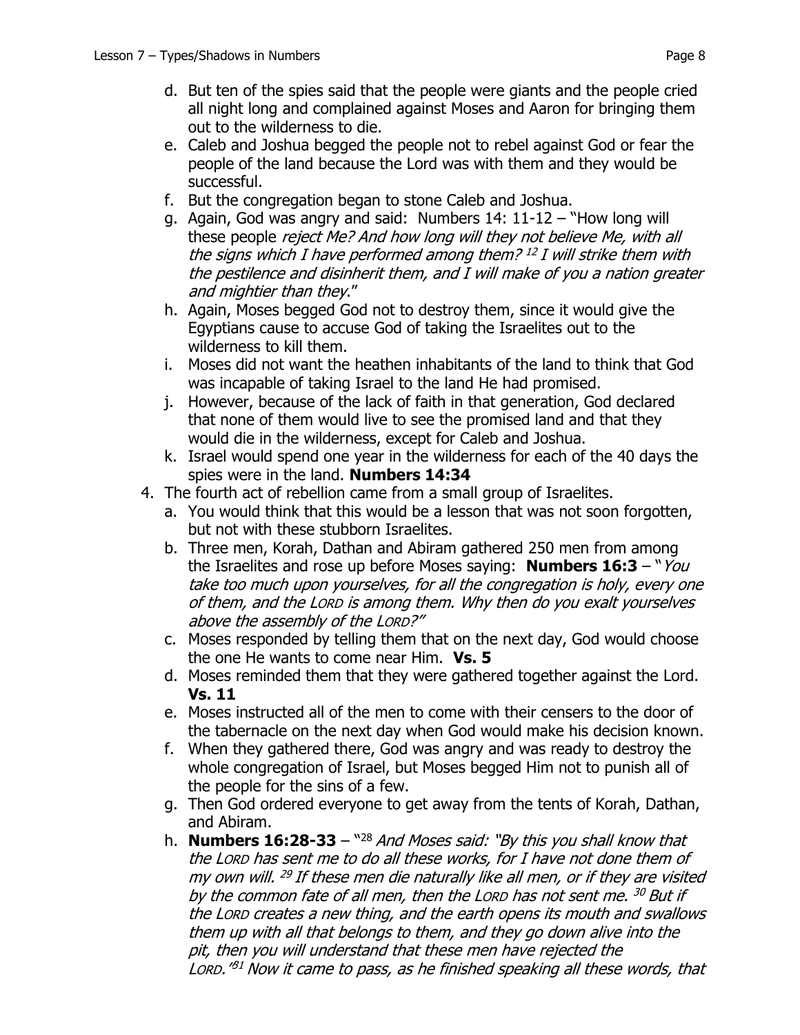d. But ten of the spies said that the people were giants and the people cried all night long and complained against Moses and Aaron for bringing them out to the wilderness to die.
   e. Caleb and Joshua begged the people not to rebel against God or fear the people of the land because the Lord was with them and they would be successful.
   f. But the congregation began to stone Caleb and Joshua.
   g. Again, God was angry and said: Numbers 14: 11-12 – "How long will these people *reject Me? And how long will they not believe Me, with all the signs which I have performed among them?* [12] *I will strike them with the pestilence and disinherit them, and I will make of you a nation greater and mightier than they*."
   h. Again, Moses begged God not to destroy them, since it would give the Egyptians cause to accuse God of taking the Israelites out to the wilderness to kill them.
   i. Moses did not want the heathen inhabitants of the land to think that God was incapable of taking Israel to the land He had promised.
   j. However, because of the lack of faith in that generation, God declared that none of them would live to see the promised land and that they would die in the wilderness, except for Caleb and Joshua.
   k. Israel would spend one year in the wilderness for each of the 40 days the spies were in the land. **Numbers 14:34**

4. The fourth act of rebellion came from a small group of Israelites.
   a. You would think that this would be a lesson that was not soon forgotten, but not with these stubborn Israelites.
   b. Three men, Korah, Dathan and Abiram gathered 250 men from among the Israelites and rose up before Moses saying: **Numbers 16:3** – "*You take too much upon yourselves, for all the congregation is holy, every one of them, and the LORD is among them. Why then do you exalt yourselves above the assembly of the LORD?*"
   c. Moses responded by telling them that on the next day, God would choose the one He wants to come near Him. **Vs. 5**
   d. Moses reminded them that they were gathered together against the Lord. **Vs. 11**
   e. Moses instructed all of the men to come with their censers to the door of the tabernacle on the next day when God would make his decision known.
   f. When they gathered there, God was angry and was ready to destroy the whole congregation of Israel, but Moses begged Him not to punish all of the people for the sins of a few.
   g. Then God ordered everyone to get away from the tents of Korah, Dathan, and Abiram.
   h. **Numbers 16:28-33** – "[28] *And Moses said: "By this you shall know that the LORD has sent me to do all these works, for I have not done them of my own will.* [29] *If these men die naturally like all men, or if they are visited by the common fate of all men, then the LORD has not sent me.* [30] *But if the LORD creates a new thing, and the earth opens its mouth and swallows them up with all that belongs to them, and they go down alive into the pit, then you will understand that these men have rejected the LORD."* [31] *Now it came to pass, as he finished speaking all these words, that*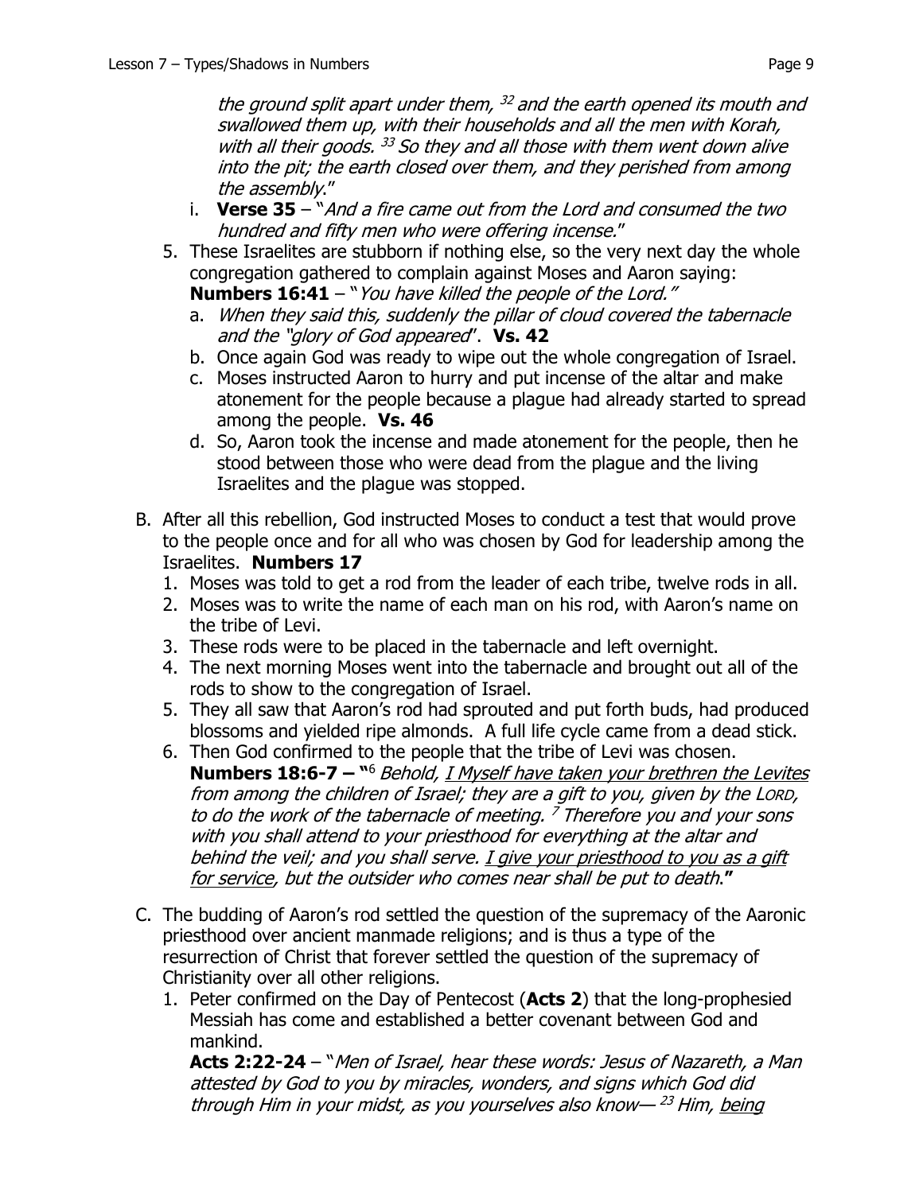*the ground split apart under them, [32] and the earth opened its mouth and swallowed them up, with their households and all the men with Korah, with all their goods. [33] So they and all those with them went down alive into the pit; the earth closed over them, and they perished from among the assembly*."

   i. **Verse 35** – "*And a fire came out from the Lord and consumed the two hundred and fifty men who were offering incense.*"

5. These Israelites are stubborn if nothing else, so the very next day the whole congregation gathered to complain against Moses and Aaron saying: **Numbers 16:41** – "*You have killed the people of the Lord."*
   a. *When they said this, suddenly the pillar of cloud covered the tabernacle and the "glory of God appeared*". **Vs. 42**
   b. Once again God was ready to wipe out the whole congregation of Israel.
   c. Moses instructed Aaron to hurry and put incense of the altar and make atonement for the people because a plague had already started to spread among the people. **Vs. 46**
   d. So, Aaron took the incense and made atonement for the people, then he stood between those who were dead from the plague and the living Israelites and the plague was stopped.

B. After all this rebellion, God instructed Moses to conduct a test that would prove to the people once and for all who was chosen by God for leadership among the Israelites. **Numbers 17**
   1. Moses was told to get a rod from the leader of each tribe, twelve rods in all.
   2. Moses was to write the name of each man on his rod, with Aaron's name on the tribe of Levi.
   3. These rods were to be placed in the tabernacle and left overnight.
   4. The next morning Moses went into the tabernacle and brought out all of the rods to show to the congregation of Israel.
   5. They all saw that Aaron's rod had sprouted and put forth buds, had produced blossoms and yielded ripe almonds. A full life cycle came from a dead stick.
   6. Then God confirmed to the people that the tribe of Levi was chosen. **Numbers 18:6-7 – "**[6] *Behold, <u>I Myself have taken your brethren the Levites</u> from among the children of Israel; they are a gift to you, given by the LORD, to do the work of the tabernacle of meeting. [7] Therefore you and your sons with you shall attend to your priesthood for everything at the altar and behind the veil; and you shall serve. <u>I give your priesthood to you as a gift for service</u>, but the outsider who comes near shall be put to death*.**"**

C. The budding of Aaron's rod settled the question of the supremacy of the Aaronic priesthood over ancient manmade religions; and is thus a type of the resurrection of Christ that forever settled the question of the supremacy of Christianity over all other religions.
   1. Peter confirmed on the Day of Pentecost (**Acts 2**) that the long-prophesied Messiah has come and established a better covenant between God and mankind.
   **Acts 2:22-24** – "*Men of Israel, hear these words: Jesus of Nazareth, a Man attested by God to you by miracles, wonders, and signs which God did through Him in your midst, as you yourselves also know— [23] Him, <u>being</u>*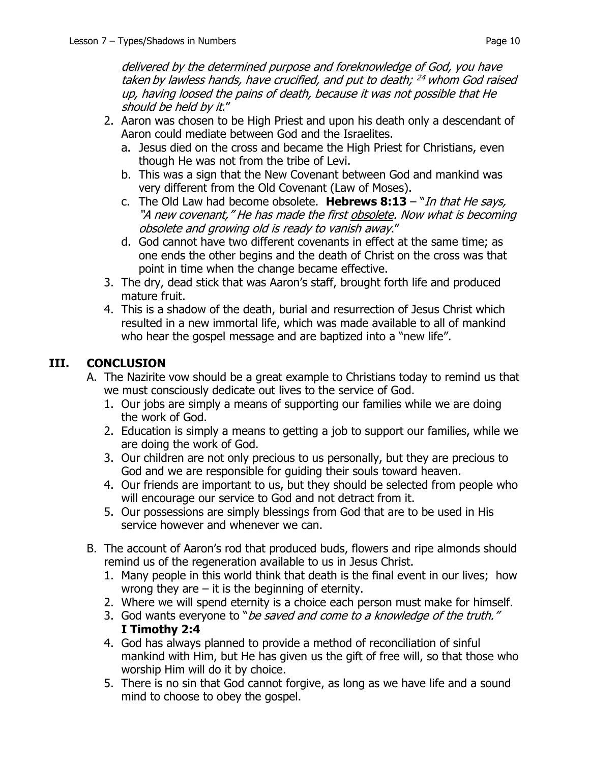*<u>delivered by the determined purpose and foreknowledge of God</u>, you have taken by lawless hands, have crucified, and put to death; [24] whom God raised up, having loosed the pains of death, because it was not possible that He should be held by it.*"

2. Aaron was chosen to be High Priest and upon his death only a descendant of Aaron could mediate between God and the Israelites.
   a. Jesus died on the cross and became the High Priest for Christians, even though He was not from the tribe of Levi.
   b. This was a sign that the New Covenant between God and mankind was very different from the Old Covenant (Law of Moses).
   c. The Old Law had become obsolete. **Hebrews 8:13** – "*In that He says, "A new covenant," He has made the first <u>obsolete</u>. Now what is becoming obsolete and growing old is ready to vanish away.*"
   d. God cannot have two different covenants in effect at the same time; as one ends the other begins and the death of Christ on the cross was that point in time when the change became effective.
3. The dry, dead stick that was Aaron's staff, brought forth life and produced mature fruit.
4. This is a shadow of the death, burial and resurrection of Jesus Christ which resulted in a new immortal life, which was made available to all of mankind who hear the gospel message and are baptized into a "new life".

## III. CONCLUSION

A. The Nazirite vow should be a great example to Christians today to remind us that we must consciously dedicate out lives to the service of God.
   1. Our jobs are simply a means of supporting our families while we are doing the work of God.
   2. Education is simply a means to getting a job to support our families, while we are doing the work of God.
   3. Our children are not only precious to us personally, but they are precious to God and we are responsible for guiding their souls toward heaven.
   4. Our friends are important to us, but they should be selected from people who will encourage our service to God and not detract from it.
   5. Our possessions are simply blessings from God that are to be used in His service however and whenever we can.

B. The account of Aaron's rod that produced buds, flowers and ripe almonds should remind us of the regeneration available to us in Jesus Christ.
   1. Many people in this world think that death is the final event in our lives; how wrong they are – it is the beginning of eternity.
   2. Where we will spend eternity is a choice each person must make for himself.
   3. God wants everyone to "*be saved and come to a knowledge of the truth.*" **I Timothy 2:4**
   4. God has always planned to provide a method of reconciliation of sinful mankind with Him, but He has given us the gift of free will, so that those who worship Him will do it by choice.
   5. There is no sin that God cannot forgive, as long as we have life and a sound mind to choose to obey the gospel.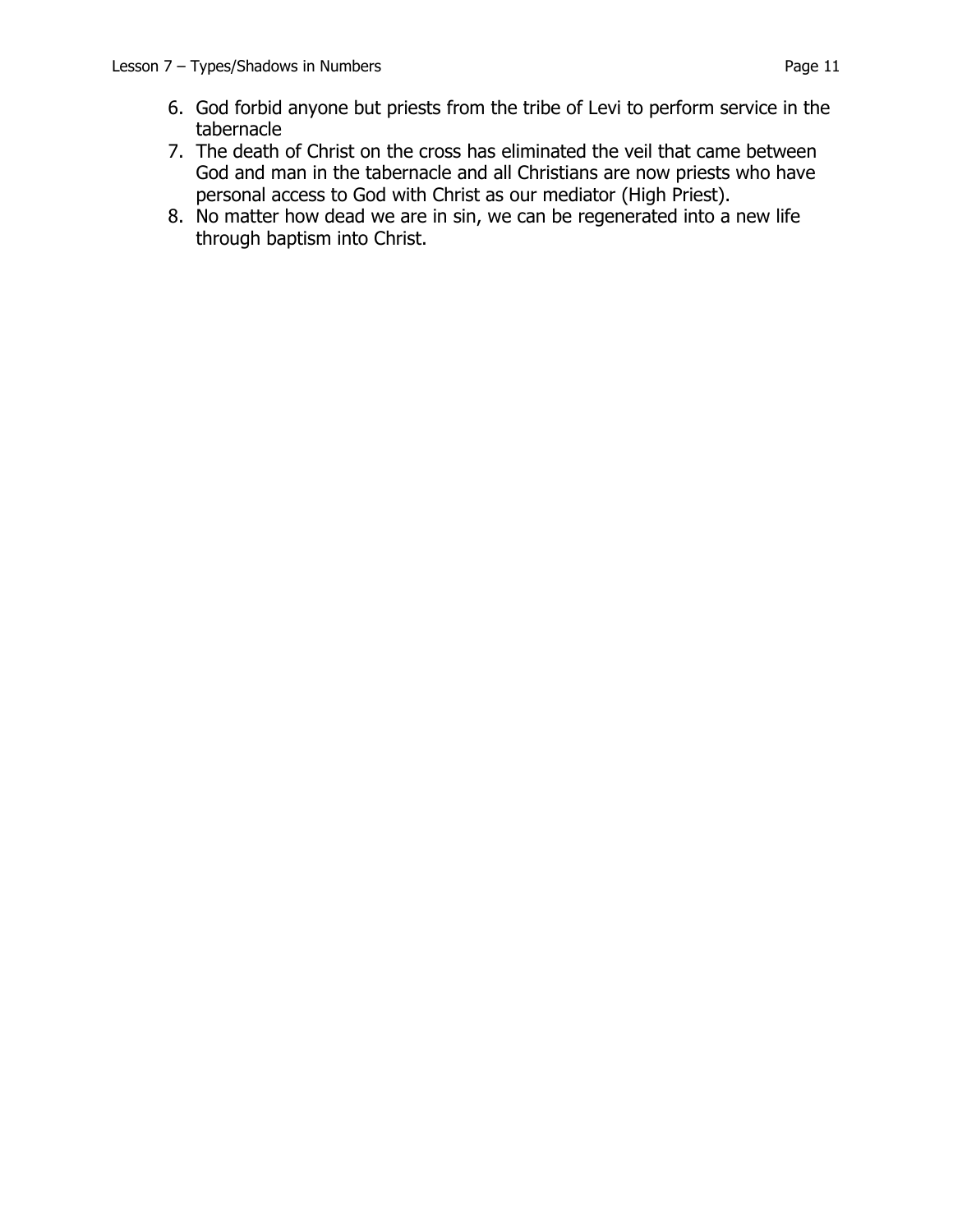6. God forbid anyone but priests from the tribe of Levi to perform service in the tabernacle
7. The death of Christ on the cross has eliminated the veil that came between God and man in the tabernacle and all Christians are now priests who have personal access to God with Christ as our mediator (High Priest).
8. No matter how dead we are in sin, we can be regenerated into a new life through baptism into Christ.